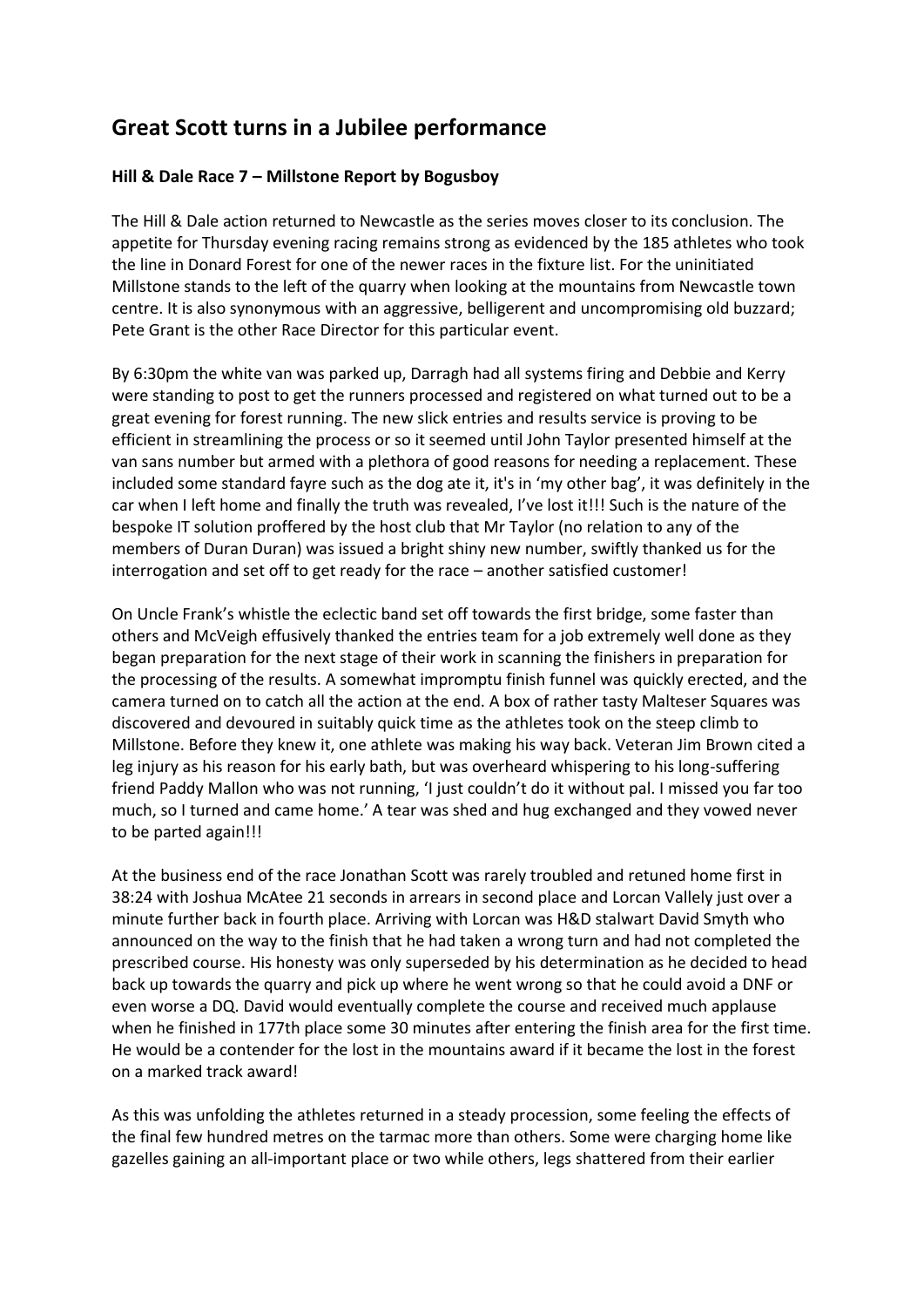# Great Scott turns in a Jubilee performance

**Hill & Dale Race 7 – Millstone Report by Bogusboy**

The Hill & Dale action returned to Newcastle as the series moves closer to its conclusion. The appetite for Thursday evening racing remains strong as evidenced by the 185 athletes who took the line in Donard Forest for one of the newer races in the fixture list. For the uninitiated Millstone stands to the left of the quarry when looking at the mountains from Newcastle town centre. It is also synonymous with an aggressive, belligerent and uncompromising old buzzard; Pete Grant is the other Race Director for this particular event.

By 6:30pm the white van was parked up, Darragh had all systems firing and Debbie and Kerry were standing to post to get the runners processed and registered on what turned out to be a great evening for forest running. The new slick entries and results service is proving to be efficient in streamlining the process or so it seemed until John Taylor presented himself at the van sans number but armed with a plethora of good reasons for needing a replacement. These included some standard fayre such as the dog ate it, it's in 'my other bag', it was definitely in the car when I left home and finally the truth was revealed, I've lost it!!! Such is the nature of the bespoke IT solution proffered by the host club that Mr Taylor (no relation to any of the members of Duran Duran) was issued a bright shiny new number, swiftly thanked us for the interrogation and set off to get ready for the race – another satisfied customer!

On Uncle Frank's whistle the eclectic band set off towards the first bridge, some faster than others and McVeigh effusively thanked the entries team for a job extremely well done as they began preparation for the next stage of their work in scanning the finishers in preparation for the processing of the results. A somewhat impromptu finish funnel was quickly erected, and the camera turned on to catch all the action at the end. A box of rather tasty Malteser Squares was discovered and devoured in suitably quick time as the athletes took on the steep climb to Millstone. Before they knew it, one athlete was making his way back. Veteran Jim Brown cited a leg injury as his reason for his early bath, but was overheard whispering to his long-suffering friend Paddy Mallon who was not running, 'I just couldn't do it without pal. I missed you far too much, so I turned and came home.' A tear was shed and hug exchanged and they vowed never to be parted again!!!

At the business end of the race Jonathan Scott was rarely troubled and retuned home first in 38:24 with Joshua McAtee 21 seconds in arrears in second place and Lorcan Vallely just over a minute further back in fourth place. Arriving with Lorcan was H&D stalwart David Smyth who announced on the way to the finish that he had taken a wrong turn and had not completed the prescribed course. His honesty was only superseded by his determination as he decided to head back up towards the quarry and pick up where he went wrong so that he could avoid a DNF or even worse a DQ. David would eventually complete the course and received much applause when he finished in 177th place some 30 minutes after entering the finish area for the first time. He would be a contender for the lost in the mountains award if it became the lost in the forest on a marked track award!

As this was unfolding the athletes returned in a steady procession, some feeling the effects of the final few hundred metres on the tarmac more than others. Some were charging home like gazelles gaining an all-important place or two while others, legs shattered from their earlier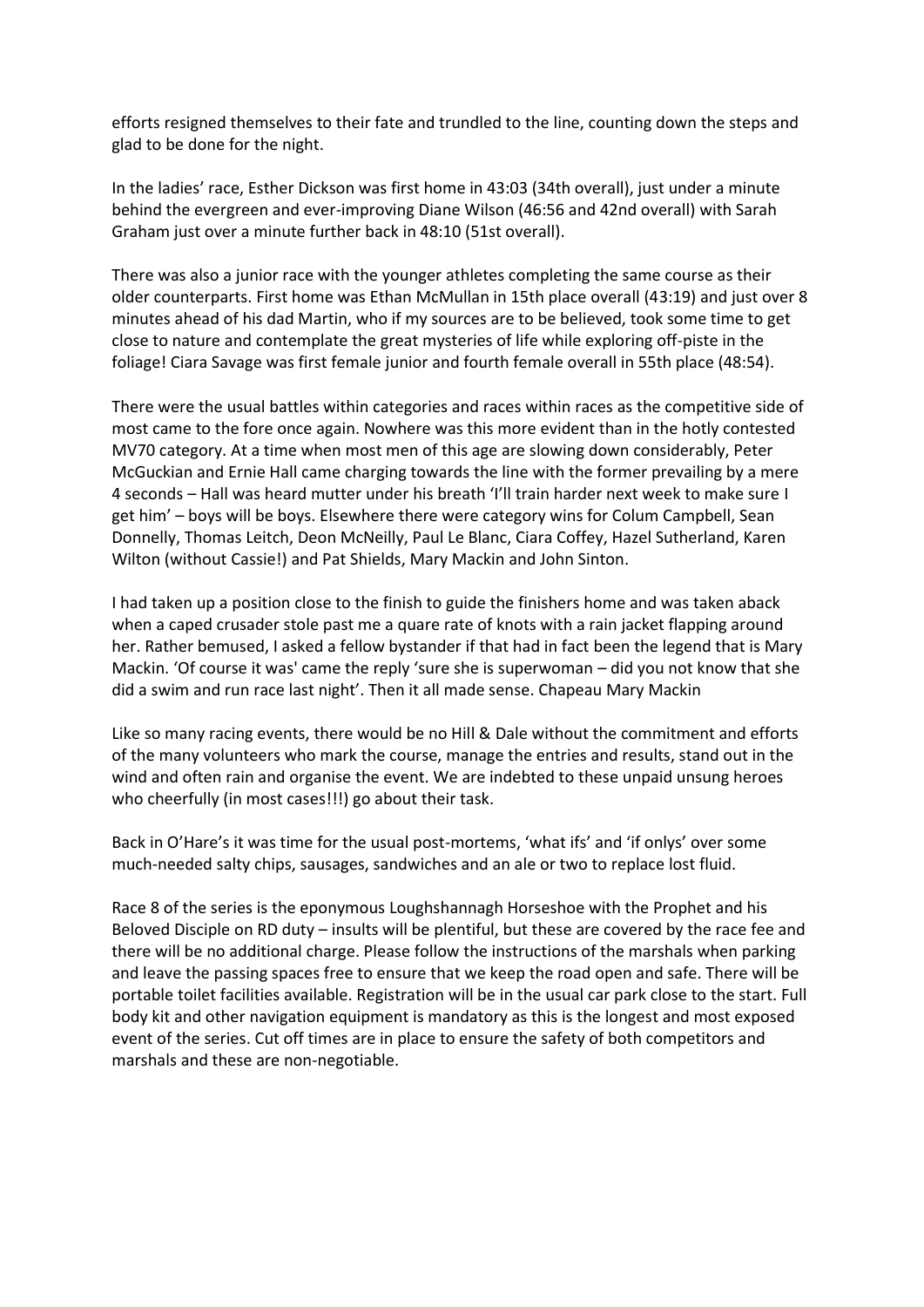efforts resigned themselves to their fate and trundled to the line, counting down the steps and glad to be done for the night.

In the ladies' race, Esther Dickson was first home in 43:03 (34th overall), just under a minute behind the evergreen and ever-improving Diane Wilson (46:56 and 42nd overall) with Sarah Graham just over a minute further back in 48:10 (51st overall).

There was also a junior race with the younger athletes completing the same course as their older counterparts. First home was Ethan McMullan in 15th place overall (43:19) and just over 8 minutes ahead of his dad Martin, who if my sources are to be believed, took some time to get close to nature and contemplate the great mysteries of life while exploring off-piste in the foliage! Ciara Savage was first female junior and fourth female overall in 55th place (48:54).

There were the usual battles within categories and races within races as the competitive side of most came to the fore once again. Nowhere was this more evident than in the hotly contested MV70 category. At a time when most men of this age are slowing down considerably, Peter McGuckian and Ernie Hall came charging towards the line with the former prevailing by a mere 4 seconds – Hall was heard mutter under his breath 'I'll train harder next week to make sure I get him' – boys will be boys. Elsewhere there were category wins for Colum Campbell, Sean Donnelly, Thomas Leitch, Deon McNeilly, Paul Le Blanc, Ciara Coffey, Hazel Sutherland, Karen Wilton (without Cassie!) and Pat Shields, Mary Mackin and John Sinton.

I had taken up a position close to the finish to guide the finishers home and was taken aback when a caped crusader stole past me a quare rate of knots with a rain jacket flapping around her. Rather bemused, I asked a fellow bystander if that had in fact been the legend that is Mary Mackin. 'Of course it was' came the reply 'sure she is superwoman – did you not know that she did a swim and run race last night'. Then it all made sense. Chapeau Mary Mackin

Like so many racing events, there would be no Hill & Dale without the commitment and efforts of the many volunteers who mark the course, manage the entries and results, stand out in the wind and often rain and organise the event. We are indebted to these unpaid unsung heroes who cheerfully (in most cases!!!) go about their task.

Back in O'Hare's it was time for the usual post-mortems, 'what ifs' and 'if onlys' over some much-needed salty chips, sausages, sandwiches and an ale or two to replace lost fluid.

Race 8 of the series is the eponymous Loughshannagh Horseshoe with the Prophet and his Beloved Disciple on RD duty – insults will be plentiful, but these are covered by the race fee and there will be no additional charge. Please follow the instructions of the marshals when parking and leave the passing spaces free to ensure that we keep the road open and safe. There will be portable toilet facilities available. Registration will be in the usual car park close to the start. Full body kit and other navigation equipment is mandatory as this is the longest and most exposed event of the series. Cut off times are in place to ensure the safety of both competitors and marshals and these are non-negotiable.